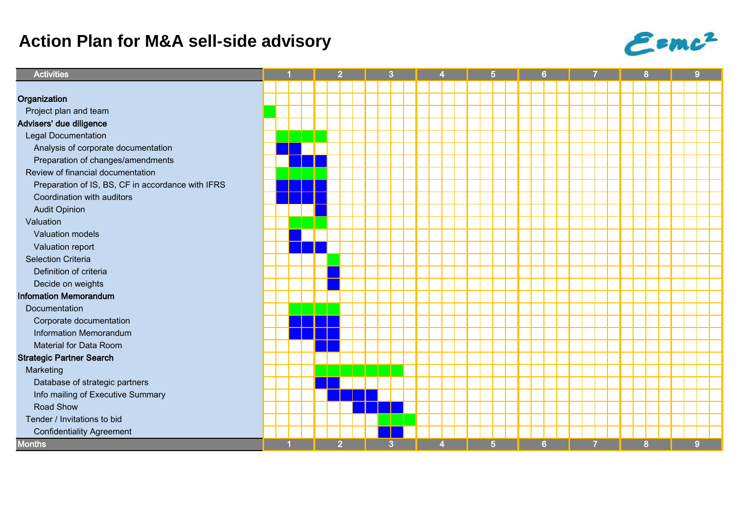# Action Plan for M&A sell-side advisory

Emc²

| Activities | 1 | | | | 2 | | | | 3 | | | | 4 | | | | 5 | | | | 6 | | | | 7 | | | | 8 | | | | 9 | | | |
|---|---|---|---|---|---|---|---|---|---|---|---|---|---|---|---|---|---|---|---|---|---|---|---|---|---|---|---|---|---|---|---|---|---|---|---|---|
| **Organization** | | | | | | | | | | | | | | | | | | | | | | | | | | | | | | | | | | | | |
| Project plan and team | ■ | | | | | | | | | | | | | | | | | | | | | | | | | | | | | | | | | | | |
| **Advisers' due diligence** | | | | | | | | | | | | | | | | | | | | | | | | | | | | | | | | | | | | |
| Legal Documentation | | ■ | ■ | ■ | ■ | | | | | | | | | | | | | | | | | | | | | | | | | | | | | | | |
| Analysis of corporate documentation | | ■ | ■ | | | | | | | | | | | | | | | | | | | | | | | | | | | | | | | | | |
| Preparation of changes/amendments | | | ■ | ■ | ■ | | | | | | | | | | | | | | | | | | | | | | | | | | | | | | | |
| Review of financial documentation | | ■ | ■ | ■ | ■ | | | | | | | | | | | | | | | | | | | | | | | | | | | | | | | |
| Preparation of IS, BS, CF in accordance with IFRS | | ■ | ■ | ■ | ■ | | | | | | | | | | | | | | | | | | | | | | | | | | | | | | | |
| Coordination with auditors | | ■ | ■ | ■ | ■ | | | | | | | | | | | | | | | | | | | | | | | | | | | | | | | |
| Audit Opinion | | | | | ■ | | | | | | | | | | | | | | | | | | | | | | | | | | | | | | | |
| Valuation | | | ■ | ■ | ■ | | | | | | | | | | | | | | | | | | | | | | | | | | | | | | | |
| Valuation models | | | ■ | | | | | | | | | | | | | | | | | | | | | | | | | | | | | | | | | |
| Valuation report | | | ■ | ■ | ■ | | | | | | | | | | | | | | | | | | | | | | | | | | | | | | | |
| Selection Criteria | | | | | | ■ | | | | | | | | | | | | | | | | | | | | | | | | | | | | | | |
| Definition of criteria | | | | | | ■ | | | | | | | | | | | | | | | | | | | | | | | | | | | | | | |
| Decide on weights | | | | | | ■ | | | | | | | | | | | | | | | | | | | | | | | | | | | | | | |
| **Infomation Memorandum** | | | | | | | | | | | | | | | | | | | | | | | | | | | | | | | | | | | | |
| Documentation | | | ■ | ■ | ■ | ■ | | | | | | | | | | | | | | | | | | | | | | | | | | | | | | |
| Corporate documentation | | | ■ | ■ | ■ | ■ | | | | | | | | | | | | | | | | | | | | | | | | | | | | | | |
| Information Memorandum | | | ■ | ■ | ■ | ■ | | | | | | | | | | | | | | | | | | | | | | | | | | | | | | |
| Material for Data Room | | | | | ■ | ■ | | | | | | | | | | | | | | | | | | | | | | | | | | | | | | |
| **Strategic Partner Search** | | | | | | | | | | | | | | | | | | | | | | | | | | | | | | | | | | | | |
| Marketing | | | | | ■ | ■ | ■ | ■ | ■ | ■ | ■ | | | | | | | | | | | | | | | | | | | | | | | | | |
| Database of strategic partners | | | | | ■ | ■ | | | | | | | | | | | | | | | | | | | | | | | | | | | | | | |
| Info mailing of Executive Summary | | | | | | ■ | ■ | ■ | ■ | | | | | | | | | | | | | | | | | | | | | | | | | | | |
| Road Show | | | | | | | | ■ | ■ | ■ | ■ | | | | | | | | | | | | | | | | | | | | | | | | | |
| Tender / Invitations to bid | | | | | | | | | | ■ | ■ | ■ | | | | | | | | | | | | | | | | | | | | | | | | |
| Confidentiality Agreement | | | | | | | | | | ■ | ■ | | | | | | | | | | | | | | | | | | | | | | | | | |
| **Months** | 1 | | | | 2 | | | | 3 | | | | 4 | | | | 5 | | | | 6 | | | | 7 | | | | 8 | | | | 9 | | | |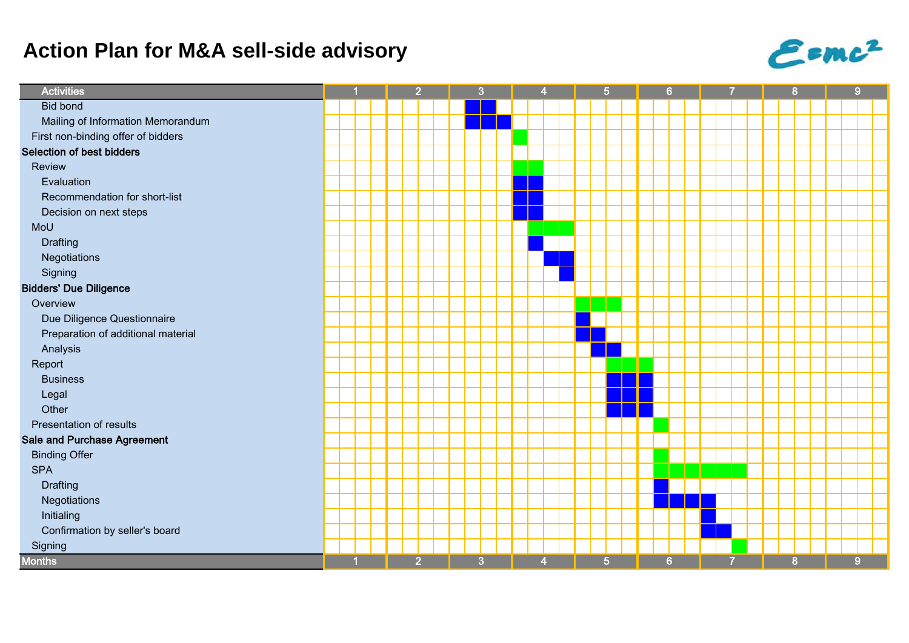# Action Plan for M&A sell-side advisory

Esmc²

| Activities | 1 | | | | 2 | | | | 3 | | | | 4 | | | | 5 | | | | 6 | | | | 7 | | | | 8 | | | | 9 | | | |
|---|---|---|---|---|---|---|---|---|---|---|---|---|---|---|---|---|---|---|---|---|---|---|---|---|---|---|---|---|---|---|---|---|---|---|---|---|
| Bid bond | | | | | | | | | | ■ | ■ | | | | | | | | | | | | | | | | | | | | | | | | | |
| Mailing of Information Memorandum | | | | | | | | | | ■ | ■ | ■ | | | | | | | | | | | | | | | | | | | | | | | | |
| First non-binding offer of bidders | | | | | | | | | | | | | ■ | | | | | | | | | | | | | | | | | | | | | | | |
| **Selection of best bidders** | | | | | | | | | | | | | | | | | | | | | | | | | | | | | | | | | | | | |
| Review | | | | | | | | | | | | | ■ | ■ | | | | | | | | | | | | | | | | | | | | | | |
| Evaluation | | | | | | | | | | | | | ■ | ■ | | | | | | | | | | | | | | | | | | | | | | |
| Recommendation for short-list | | | | | | | | | | | | | ■ | ■ | | | | | | | | | | | | | | | | | | | | | | |
| Decision on next steps | | | | | | | | | | | | | ■ | ■ | | | | | | | | | | | | | | | | | | | | | | |
| MoU | | | | | | | | | | | | | | ■ | ■ | ■ | | | | | | | | | | | | | | | | | | | | |
| Drafting | | | | | | | | | | | | | | ■ | | | | | | | | | | | | | | | | | | | | | | |
| Negotiations | | | | | | | | | | | | | | | ■ | ■ | | | | | | | | | | | | | | | | | | | | |
| Signing | | | | | | | | | | | | | | | | ■ | | | | | | | | | | | | | | | | | | | | |
| **Bidders' Due Diligence** | | | | | | | | | | | | | | | | | | | | | | | | | | | | | | | | | | | | |
| Overview | | | | | | | | | | | | | | | | | ■ | ■ | ■ | | | | | | | | | | | | | | | | | |
| Due Diligence Questionnaire | | | | | | | | | | | | | | | | | ■ | | | | | | | | | | | | | | | | | | | |
| Preparation of additional material | | | | | | | | | | | | | | | | | ■ | ■ | | | | | | | | | | | | | | | | | | |
| Analysis | | | | | | | | | | | | | | | | | | ■ | ■ | | | | | | | | | | | | | | | | | |
| Report | | | | | | | | | | | | | | | | | | | ■ | ■ | ■ | | | | | | | | | | | | | | | |
| Business | | | | | | | | | | | | | | | | | | | ■ | ■ | ■ | | | | | | | | | | | | | | | |
| Legal | | | | | | | | | | | | | | | | | | | ■ | ■ | ■ | | | | | | | | | | | | | | | |
| Other | | | | | | | | | | | | | | | | | | | ■ | ■ | ■ | | | | | | | | | | | | | | | |
| Presentation of results | | | | | | | | | | | | | | | | | | | | | | ■ | | | | | | | | | | | | | | |
| **Sale and Purchase Agreement** | | | | | | | | | | | | | | | | | | | | | | | | | | | | | | | | | | | | |
| Binding Offer | | | | | | | | | | | | | | | | | | | | | | ■ | | | | | | | | | | | | | | |
| SPA | | | | | | | | | | | | | | | | | | | | | | ■ | ■ | ■ | ■ | ■ | ■ | | | | | | | | | |
| Drafting | | | | | | | | | | | | | | | | | | | | | | ■ | | | | | | | | | | | | | | |
| Negotiations | | | | | | | | | | | | | | | | | | | | | | ■ | ■ | ■ | ■ | | | | | | | | | | | |
| Initialing | | | | | | | | | | | | | | | | | | | | | | | | | ■ | | | | | | | | | | | |
| Confirmation by seller's board | | | | | | | | | | | | | | | | | | | | | | | | | ■ | ■ | | | | | | | | | | |
| Signing | | | | | | | | | | | | | | | | | | | | | | | | | | | ■ | | | | | | | | | |
| **Months** | 1 | | | | 2 | | | | 3 | | | | 4 | | | | 5 | | | | 6 | | | | 7 | | | | 8 | | | | 9 | | | |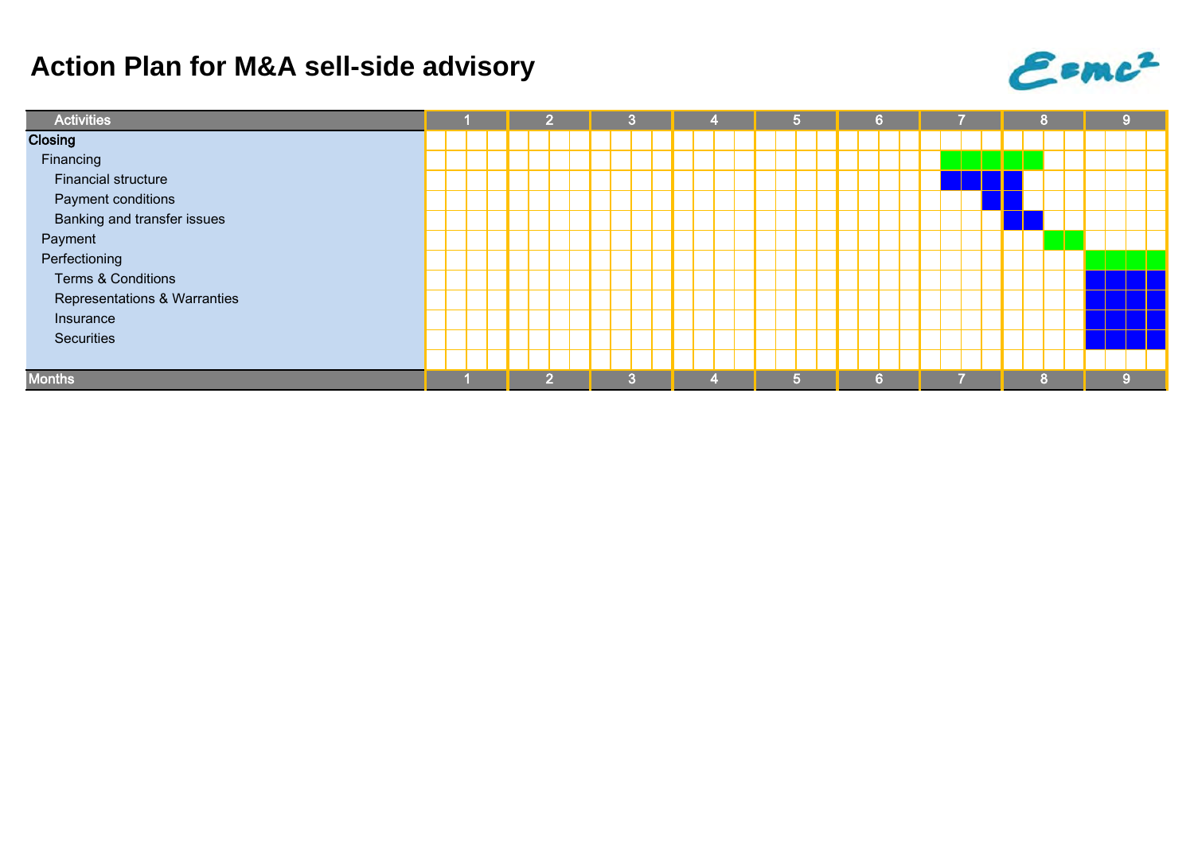# Action Plan for M&A sell-side advisory

| Activities | 1 | 2 | 3 | 4 | 5 | 6 | 7 | 8 | 9 |
|---|---|---|---|---|---|---|---|---|---|
| **Closing** | | | | | | | | | |
| Financing | | | | | | | | | |
| Financial structure | | | | | | | | | |
| Payment conditions | | | | | | | | | |
| Banking and transfer issues | | | | | | | | | |
| Payment | | | | | | | | | |
| Perfectioning | | | | | | | | | |
| Terms & Conditions | | | | | | | | | |
| Representations & Warranties | | | | | | | | | |
| Insurance | | | | | | | | | |
| Securities | | | | | | | | | |
| Months | 1 | 2 | 3 | 4 | 5 | 6 | 7 | 8 | 9 |